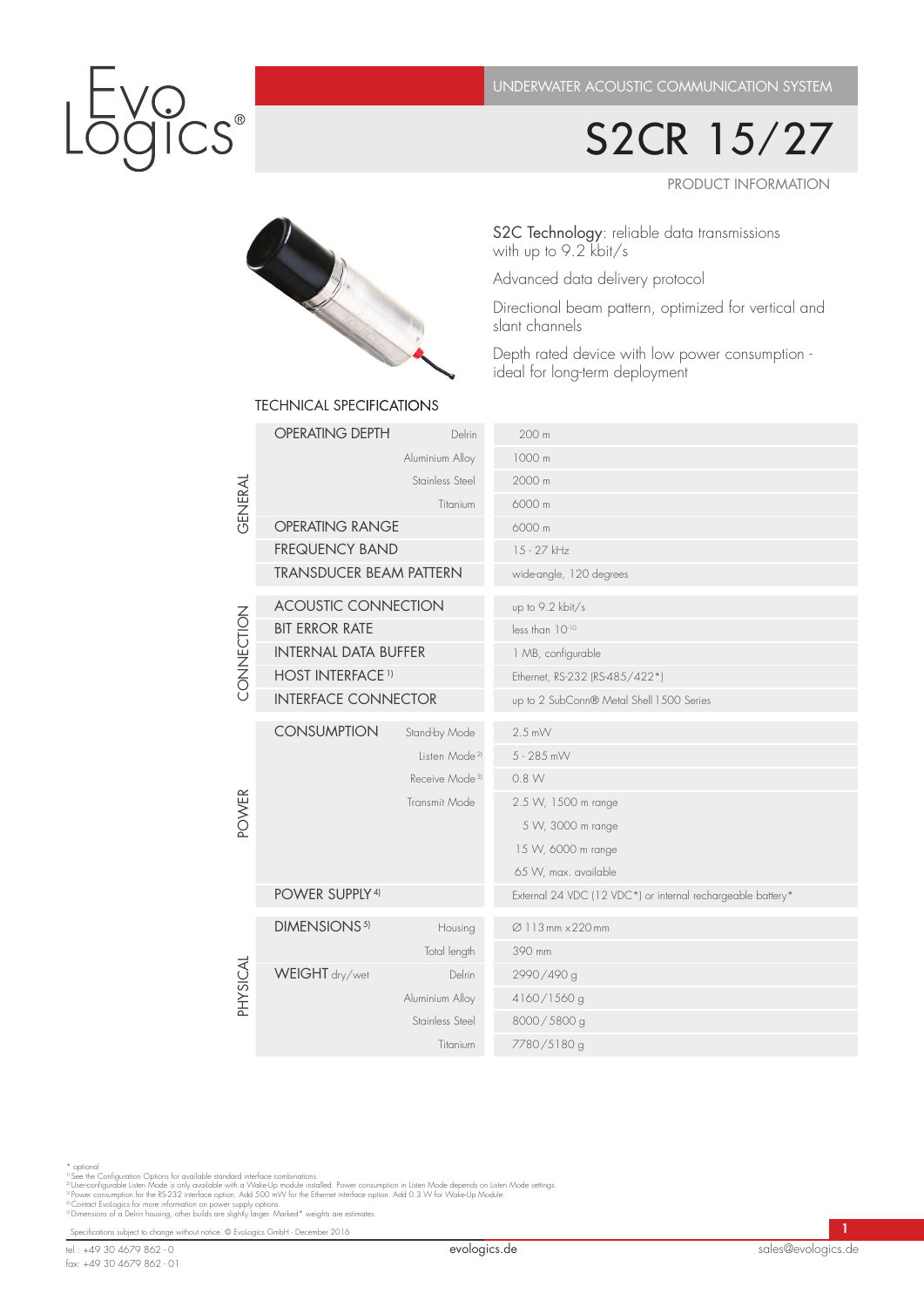EvoLogics®

UNDERWATER ACOUSTIC COMMUNICATION SYSTEM

# S2CR 15/27

PRODUCT INFORMATION

S2C Technology: reliable data transmissions with up to 9.2 kbit/s

Advanced data delivery protocol

Directional beam pattern, optimized for vertical and slant channels

Depth rated device with low power consumption - ideal for long-term deployment

## TECHNICAL SPECIFICATIONS

| | | | |
|---|---|---|---|
| GENERAL | OPERATING DEPTH | Delrin | 200 m |
| | | Aluminium Alloy | 1000 m |
| | | Stainless Steel | 2000 m |
| | | Titanium | 6000 m |
| | OPERATING RANGE | | 6000 m |
| | FREQUENCY BAND | | 15 - 27 kHz |
| | TRANSDUCER BEAM PATTERN | | wide-angle, 120 degrees |
| CONNECTION | ACOUSTIC CONNECTION | | up to 9.2 kbit/s |
| | BIT ERROR RATE | | less than $10^{-10}$ |
| | INTERNAL DATA BUFFER | | 1 MB, configurable |
| | HOST INTERFACE [1)] | | Ethernet, RS-232 (RS-485/422*) |
| | INTERFACE CONNECTOR | | up to 2 SubConn® Metal Shell 1500 Series |
| POWER | CONSUMPTION | Stand-by Mode | 2.5 mW |
| | | Listen Mode [2)] | 5 - 285 mW |
| | | Receive Mode [3)] | 0.8 W |
| | | Transmit Mode | 2.5 W, 1500 m range |
| | | | 5 W, 3000 m range |
| | | | 15 W, 6000 m range |
| | | | 65 W, max. available |
| | POWER SUPPLY [4)] | | External 24 VDC (12 VDC*) or internal rechargeable battery* |
| PHYSICAL | DIMENSIONS [5)] | Housing | Ø 113 mm x 220 mm |
| | | Total length | 390 mm |
| | WEIGHT dry/wet | Delrin | 2990/490 g |
| | | Aluminium Alloy | 4160/1560 g |
| | | Stainless Steel | 8000/5800 g |
| | | Titanium | 7780/5180 g |

\* optional

1) See the Configuration Options for available standard interface combinations.

2) User-configurable Listen Mode is only available with a Wake-Up module installed. Power consumption in Listen Mode depends on Listen Mode settings.

3) Power consumption for the RS-232 interface option. Add 500 mW for the Ethernet interface option. Add 0.3 W for Wake-Up Module.

4) Contact EvoLogics for more information on power supply options.

5) Dimensions of a Delrin housing, other builds are slightly larger. Marked* weights are estimates.

Specifications subject to change without notice. © EvoLogics GmbH - December 2016

tel.: +49 30 4679 862 - 0
fax: +49 30 4679 862 - 01

evologics.de

sales@evologics.de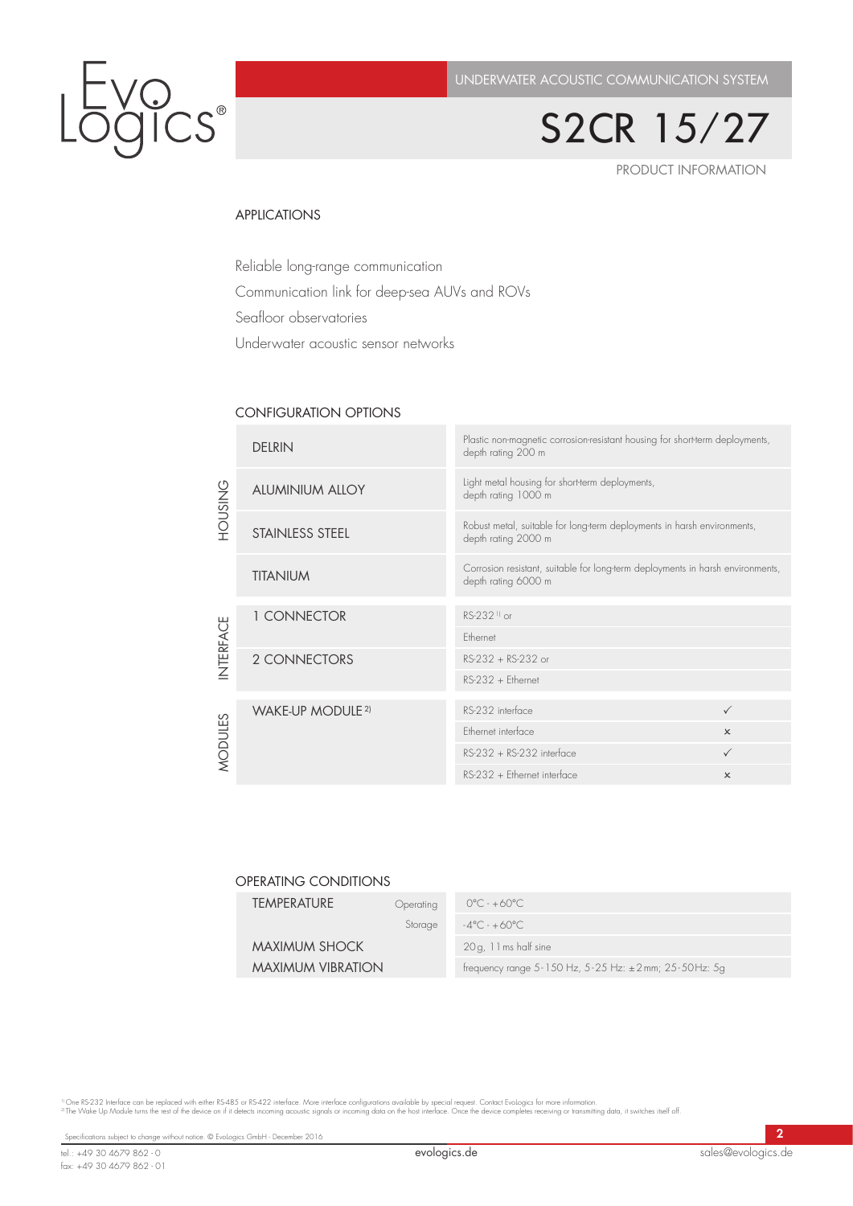EvoLogics®

UNDERWATER ACOUSTIC COMMUNICATION SYSTEM

# S2CR 15/27

PRODUCT INFORMATION

## APPLICATIONS

Reliable long-range communication

Communication link for deep-sea AUVs and ROVs

Seafloor observatories

Underwater acoustic sensor networks

## CONFIGURATION OPTIONS

| | | | |
|---|---|---|---|
| HOUSING | DELRIN | Plastic non-magnetic corrosion-resistant housing for short-term deployments, depth rating 200 m | |
| | ALUMINIUM ALLOY | Light metal housing for short-term deployments, depth rating 1000 m | |
| | STAINLESS STEEL | Robust metal, suitable for long-term deployments in harsh environments, depth rating 2000 m | |
| | TITANIUM | Corrosion resistant, suitable for long-term deployments in harsh environments, depth rating 6000 m | |
| INTERFACE | 1 CONNECTOR | RS-232 [1] or | |
| | | Ethernet | |
| | 2 CONNECTORS | RS-232 + RS-232 or | |
| | | RS-232 + Ethernet | |
| MODULES | WAKE-UP MODULE [2] | RS-232 interface | ✓ |
| | | Ethernet interface | × |
| | | RS-232 + RS-232 interface | ✓ |
| | | RS-232 + Ethernet interface | × |

## OPERATING CONDITIONS

| | | |
|---|---|---|
| TEMPERATURE | Operating | 0°C - +60°C |
| | Storage | -4°C - +60°C |
| MAXIMUM SHOCK | | 20 g, 11 ms half sine |
| MAXIMUM VIBRATION | | frequency range 5-150 Hz, 5-25 Hz: ±2 mm; 25-50 Hz: 5g |

[1] One RS-232 Interface can be replaced with either RS-485 or RS-422 interface. More interface configurations available by special request. Contact Evologics for more information.
[2] The Wake Up Module turns the rest of the device on if it detects incoming acoustic signals or incoming data on the host interface. Once the device completes receiving or transmitting data, it switches itself off.

Specifications subject to change without notice. © Evologics GmbH - December 2016

tel.: +49 30 4679 862 - 0
fax: +49 30 4679 862 - 01

evologics.de

sales@evologics.de